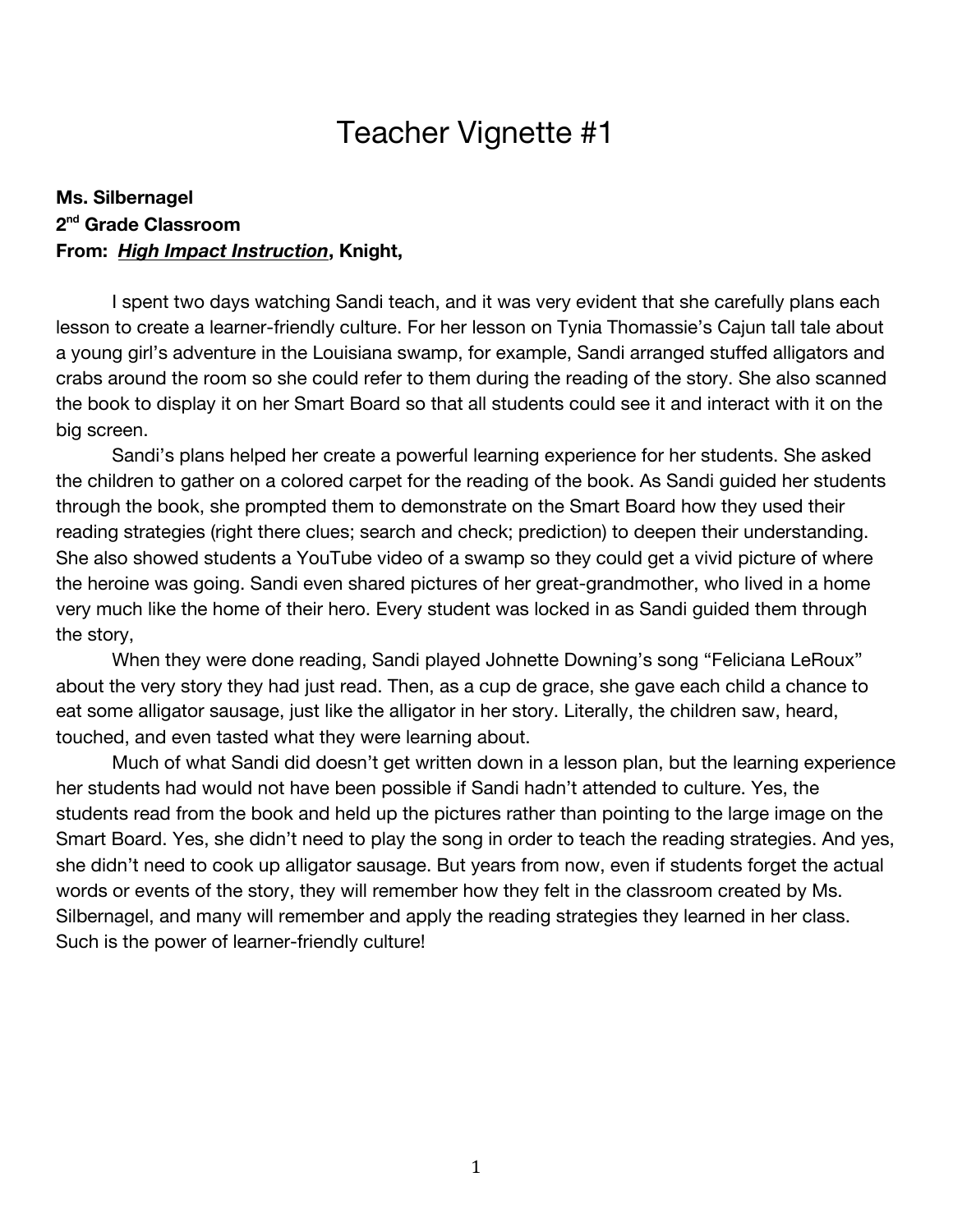# Teacher Vignette #1

**Ms. Silbernagel**
**2nd Grade Classroom**
**From: *High Impact Instruction*, Knight,**

I spent two days watching Sandi teach, and it was very evident that she carefully plans each lesson to create a learner-friendly culture. For her lesson on Tynia Thomassie's Cajun tall tale about a young girl's adventure in the Louisiana swamp, for example, Sandi arranged stuffed alligators and crabs around the room so she could refer to them during the reading of the story. She also scanned the book to display it on her Smart Board so that all students could see it and interact with it on the big screen.

Sandi's plans helped her create a powerful learning experience for her students. She asked the children to gather on a colored carpet for the reading of the book. As Sandi guided her students through the book, she prompted them to demonstrate on the Smart Board how they used their reading strategies (right there clues; search and check; prediction) to deepen their understanding. She also showed students a YouTube video of a swamp so they could get a vivid picture of where the heroine was going. Sandi even shared pictures of her great-grandmother, who lived in a home very much like the home of their hero. Every student was locked in as Sandi guided them through the story,

When they were done reading, Sandi played Johnette Downing's song "Feliciana LeRoux" about the very story they had just read. Then, as a cup de grace, she gave each child a chance to eat some alligator sausage, just like the alligator in her story. Literally, the children saw, heard, touched, and even tasted what they were learning about.

Much of what Sandi did doesn't get written down in a lesson plan, but the learning experience her students had would not have been possible if Sandi hadn't attended to culture. Yes, the students read from the book and held up the pictures rather than pointing to the large image on the Smart Board. Yes, she didn't need to play the song in order to teach the reading strategies. And yes, she didn't need to cook up alligator sausage. But years from now, even if students forget the actual words or events of the story, they will remember how they felt in the classroom created by Ms. Silbernagel, and many will remember and apply the reading strategies they learned in her class. Such is the power of learner-friendly culture!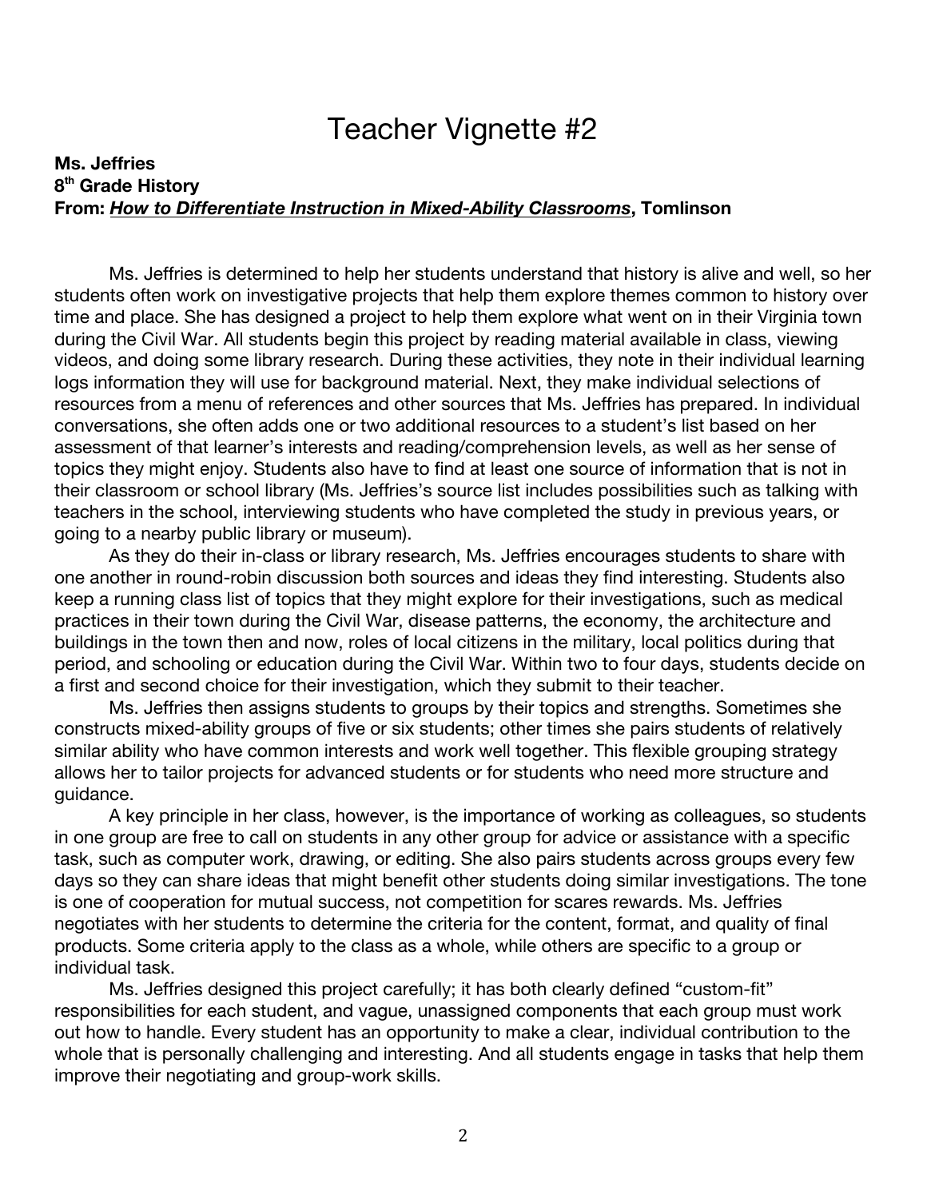# Teacher Vignette #2

**Ms. Jeffries**
**8th Grade History**
**From: *How to Differentiate Instruction in Mixed-Ability Classrooms*, Tomlinson**

Ms. Jeffries is determined to help her students understand that history is alive and well, so her students often work on investigative projects that help them explore themes common to history over time and place. She has designed a project to help them explore what went on in their Virginia town during the Civil War. All students begin this project by reading material available in class, viewing videos, and doing some library research. During these activities, they note in their individual learning logs information they will use for background material. Next, they make individual selections of resources from a menu of references and other sources that Ms. Jeffries has prepared. In individual conversations, she often adds one or two additional resources to a student's list based on her assessment of that learner's interests and reading/comprehension levels, as well as her sense of topics they might enjoy. Students also have to find at least one source of information that is not in their classroom or school library (Ms. Jeffries's source list includes possibilities such as talking with teachers in the school, interviewing students who have completed the study in previous years, or going to a nearby public library or museum).

As they do their in-class or library research, Ms. Jeffries encourages students to share with one another in round-robin discussion both sources and ideas they find interesting. Students also keep a running class list of topics that they might explore for their investigations, such as medical practices in their town during the Civil War, disease patterns, the economy, the architecture and buildings in the town then and now, roles of local citizens in the military, local politics during that period, and schooling or education during the Civil War. Within two to four days, students decide on a first and second choice for their investigation, which they submit to their teacher.

Ms. Jeffries then assigns students to groups by their topics and strengths. Sometimes she constructs mixed-ability groups of five or six students; other times she pairs students of relatively similar ability who have common interests and work well together. This flexible grouping strategy allows her to tailor projects for advanced students or for students who need more structure and guidance.

A key principle in her class, however, is the importance of working as colleagues, so students in one group are free to call on students in any other group for advice or assistance with a specific task, such as computer work, drawing, or editing. She also pairs students across groups every few days so they can share ideas that might benefit other students doing similar investigations. The tone is one of cooperation for mutual success, not competition for scares rewards. Ms. Jeffries negotiates with her students to determine the criteria for the content, format, and quality of final products. Some criteria apply to the class as a whole, while others are specific to a group or individual task.

Ms. Jeffries designed this project carefully; it has both clearly defined "custom-fit" responsibilities for each student, and vague, unassigned components that each group must work out how to handle. Every student has an opportunity to make a clear, individual contribution to the whole that is personally challenging and interesting. And all students engage in tasks that help them improve their negotiating and group-work skills.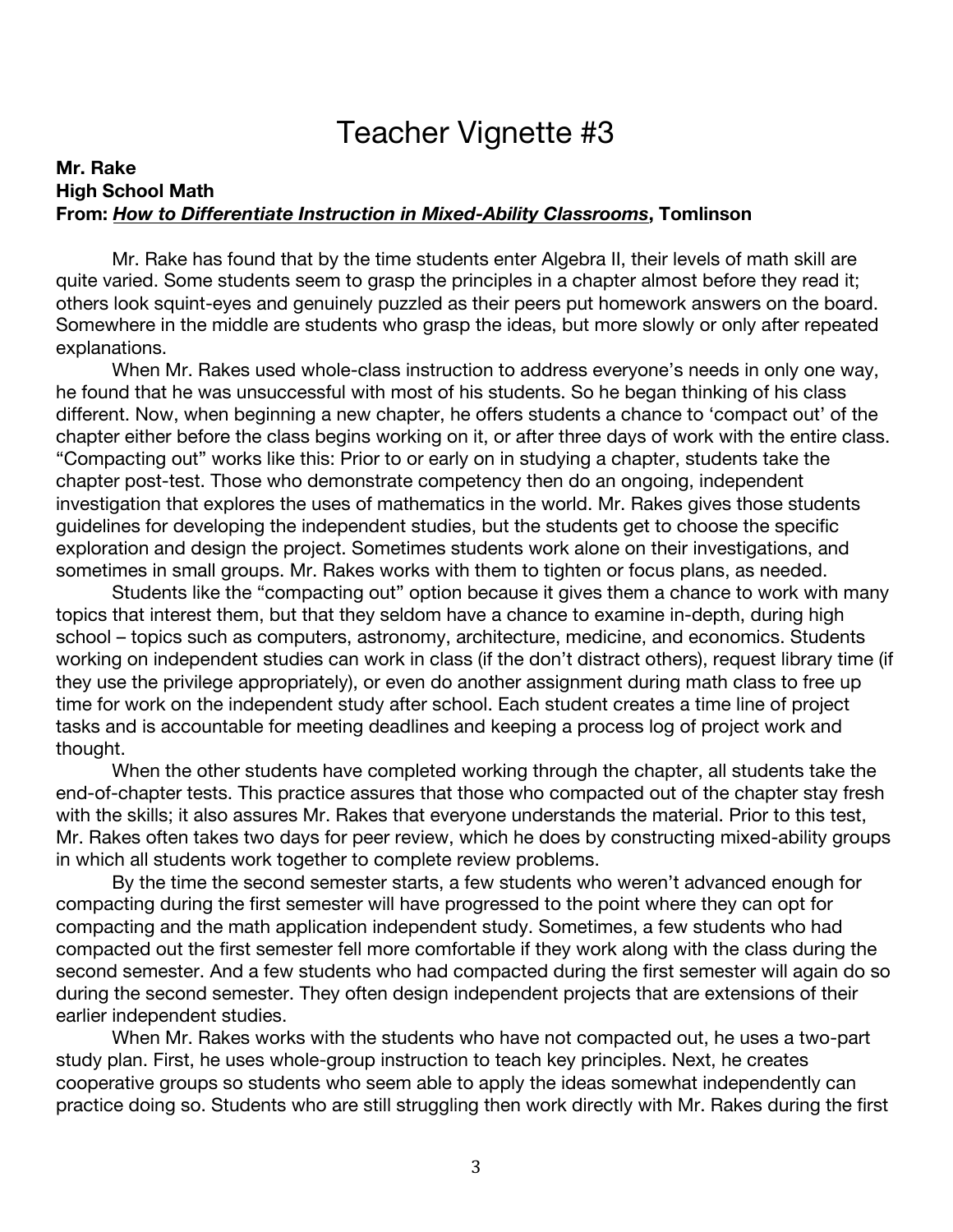# Teacher Vignette #3

**Mr. Rake**
**High School Math**
**From: *How to Differentiate Instruction in Mixed-Ability Classrooms*, Tomlinson**

Mr. Rake has found that by the time students enter Algebra II, their levels of math skill are quite varied. Some students seem to grasp the principles in a chapter almost before they read it; others look squint-eyes and genuinely puzzled as their peers put homework answers on the board. Somewhere in the middle are students who grasp the ideas, but more slowly or only after repeated explanations.

When Mr. Rakes used whole-class instruction to address everyone's needs in only one way, he found that he was unsuccessful with most of his students. So he began thinking of his class different. Now, when beginning a new chapter, he offers students a chance to 'compact out' of the chapter either before the class begins working on it, or after three days of work with the entire class. "Compacting out" works like this: Prior to or early on in studying a chapter, students take the chapter post-test. Those who demonstrate competency then do an ongoing, independent investigation that explores the uses of mathematics in the world. Mr. Rakes gives those students guidelines for developing the independent studies, but the students get to choose the specific exploration and design the project. Sometimes students work alone on their investigations, and sometimes in small groups. Mr. Rakes works with them to tighten or focus plans, as needed.

Students like the "compacting out" option because it gives them a chance to work with many topics that interest them, but that they seldom have a chance to examine in-depth, during high school – topics such as computers, astronomy, architecture, medicine, and economics. Students working on independent studies can work in class (if the don't distract others), request library time (if they use the privilege appropriately), or even do another assignment during math class to free up time for work on the independent study after school. Each student creates a time line of project tasks and is accountable for meeting deadlines and keeping a process log of project work and thought.

When the other students have completed working through the chapter, all students take the end-of-chapter tests. This practice assures that those who compacted out of the chapter stay fresh with the skills; it also assures Mr. Rakes that everyone understands the material. Prior to this test, Mr. Rakes often takes two days for peer review, which he does by constructing mixed-ability groups in which all students work together to complete review problems.

By the time the second semester starts, a few students who weren't advanced enough for compacting during the first semester will have progressed to the point where they can opt for compacting and the math application independent study. Sometimes, a few students who had compacted out the first semester fell more comfortable if they work along with the class during the second semester. And a few students who had compacted during the first semester will again do so during the second semester. They often design independent projects that are extensions of their earlier independent studies.

When Mr. Rakes works with the students who have not compacted out, he uses a two-part study plan. First, he uses whole-group instruction to teach key principles. Next, he creates cooperative groups so students who seem able to apply the ideas somewhat independently can practice doing so. Students who are still struggling then work directly with Mr. Rakes during the first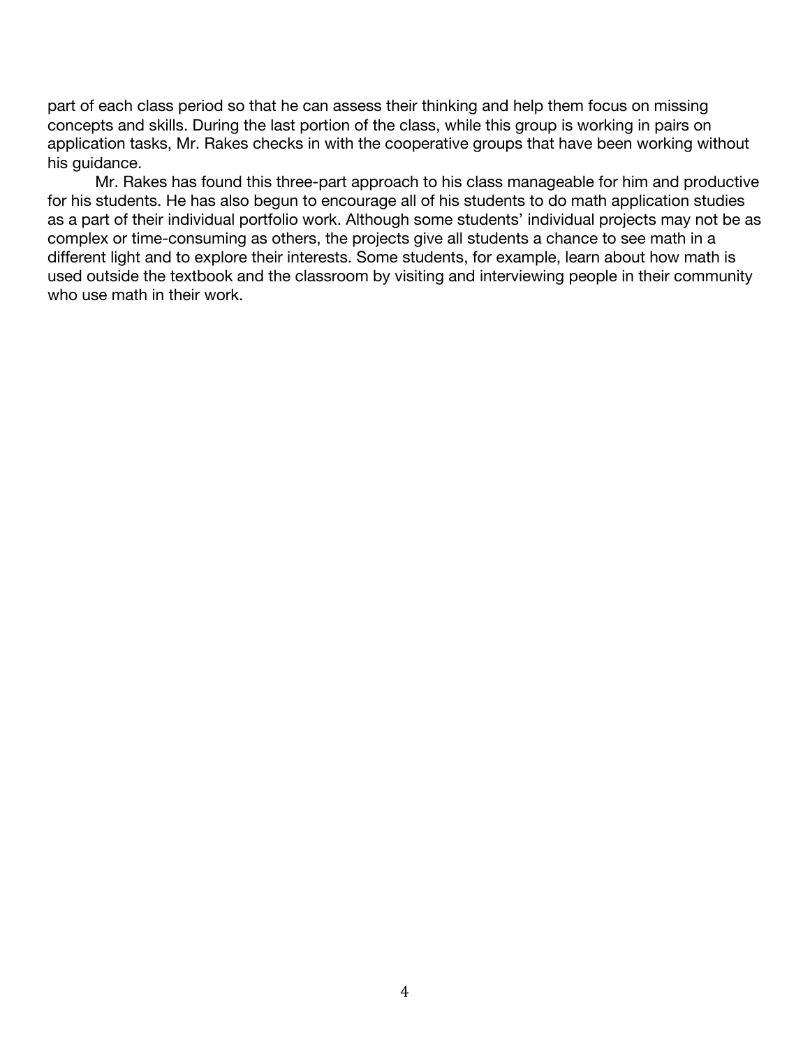part of each class period so that he can assess their thinking and help them focus on missing concepts and skills. During the last portion of the class, while this group is working in pairs on application tasks, Mr. Rakes checks in with the cooperative groups that have been working without his guidance.

Mr. Rakes has found this three-part approach to his class manageable for him and productive for his students. He has also begun to encourage all of his students to do math application studies as a part of their individual portfolio work. Although some students' individual projects may not be as complex or time-consuming as others, the projects give all students a chance to see math in a different light and to explore their interests. Some students, for example, learn about how math is used outside the textbook and the classroom by visiting and interviewing people in their community who use math in their work.